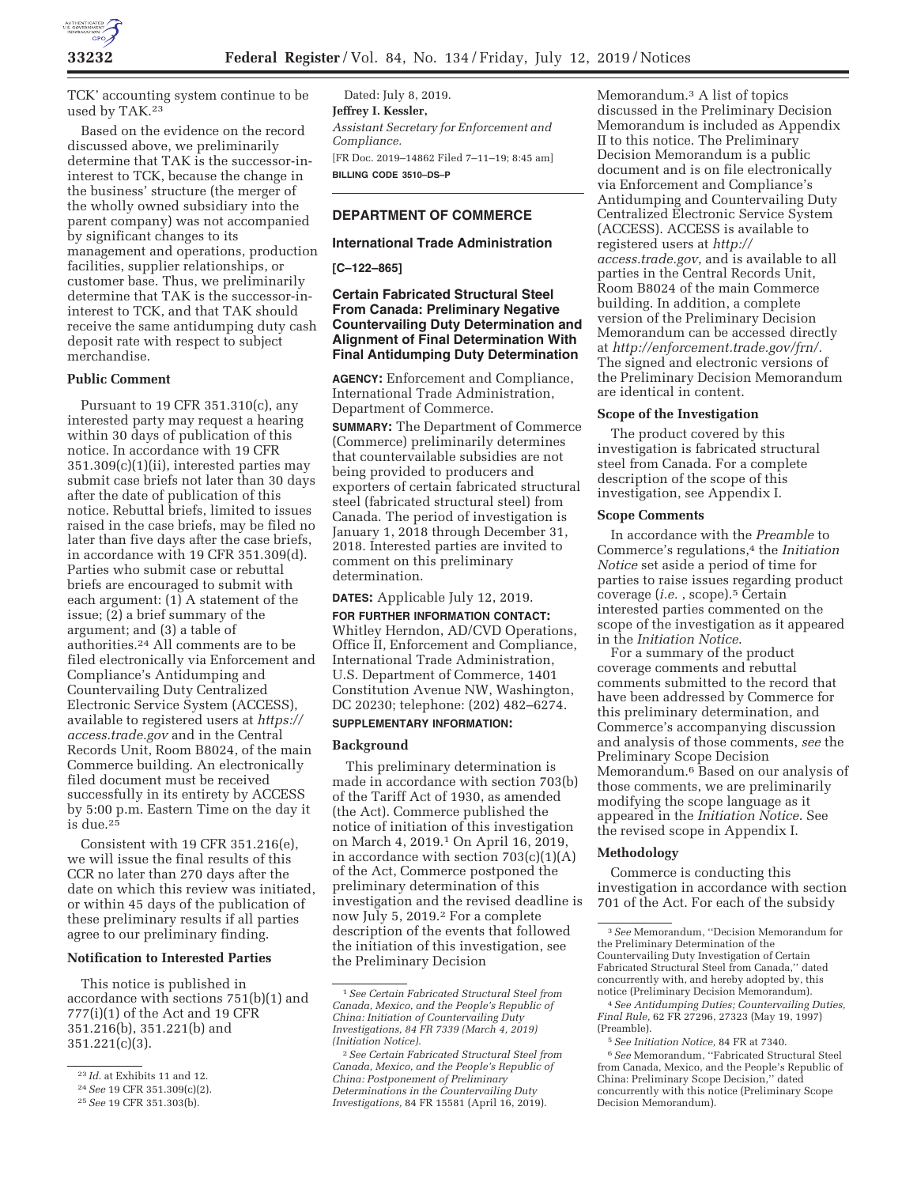TCK' accounting system continue to be used by TAK.[23]

Based on the evidence on the record discussed above, we preliminarily determine that TAK is the successor-in-interest to TCK, because the change in the business' structure (the merger of the wholly owned subsidiary into the parent company) was not accompanied by significant changes to its management and operations, production facilities, supplier relationships, or customer base. Thus, we preliminarily determine that TAK is the successor-in-interest to TCK, and that TAK should receive the same antidumping duty cash deposit rate with respect to subject merchandise.

**Public Comment**

Pursuant to 19 CFR 351.310(c), any interested party may request a hearing within 30 days of publication of this notice. In accordance with 19 CFR 351.309(c)(1)(ii), interested parties may submit case briefs not later than 30 days after the date of publication of this notice. Rebuttal briefs, limited to issues raised in the case briefs, may be filed no later than five days after the case briefs, in accordance with 19 CFR 351.309(d). Parties who submit case or rebuttal briefs are encouraged to submit with each argument: (1) A statement of the issue; (2) a brief summary of the argument; and (3) a table of authorities.[24] All comments are to be filed electronically via Enforcement and Compliance's Antidumping and Countervailing Duty Centralized Electronic Service System (ACCESS), available to registered users at *https://access.trade.gov* and in the Central Records Unit, Room B8024, of the main Commerce building. An electronically filed document must be received successfully in its entirety by ACCESS by 5:00 p.m. Eastern Time on the day it is due.[25]

Consistent with 19 CFR 351.216(e), we will issue the final results of this CCR no later than 270 days after the date on which this review was initiated, or within 45 days of the publication of these preliminary results if all parties agree to our preliminary finding.

**Notification to Interested Parties**

This notice is published in accordance with sections 751(b)(1) and 777(i)(1) of the Act and 19 CFR 351.216(b), 351.221(b) and 351.221(c)(3).

Dated: July 8, 2019.

**Jeffrey I. Kessler,**

*Assistant Secretary for Enforcement and Compliance.*

[FR Doc. 2019–14862 Filed 7–11–19; 8:45 am]

**BILLING CODE 3510–DS–P**

[23] *Id.* at Exhibits 11 and 12.

[24] *See* 19 CFR 351.309(c)(2).

[25] *See* 19 CFR 351.303(b).

---

## DEPARTMENT OF COMMERCE

### International Trade Administration

**[C–122–865]**

### Certain Fabricated Structural Steel From Canada: Preliminary Negative Countervailing Duty Determination and Alignment of Final Determination With Final Antidumping Duty Determination

**AGENCY:** Enforcement and Compliance, International Trade Administration, Department of Commerce.

**SUMMARY:** The Department of Commerce (Commerce) preliminarily determines that countervailable subsidies are not being provided to producers and exporters of certain fabricated structural steel (fabricated structural steel) from Canada. The period of investigation is January 1, 2018 through December 31, 2018. Interested parties are invited to comment on this preliminary determination.

**DATES:** Applicable July 12, 2019.

**FOR FURTHER INFORMATION CONTACT:** Whitley Herndon, AD/CVD Operations, Office II, Enforcement and Compliance, International Trade Administration, U.S. Department of Commerce, 1401 Constitution Avenue NW, Washington, DC 20230; telephone: (202) 482–6274.

**SUPPLEMENTARY INFORMATION:**

**Background**

This preliminary determination is made in accordance with section 703(b) of the Tariff Act of 1930, as amended (the Act). Commerce published the notice of initiation of this investigation on March 4, 2019.[1] On April 16, 2019, in accordance with section 703(c)(1)(A) of the Act, Commerce postponed the preliminary determination of this investigation and the revised deadline is now July 5, 2019.[2] For a complete description of the events that followed the initiation of this investigation, see the Preliminary Decision Memorandum.[3] A list of topics discussed in the Preliminary Decision Memorandum is included as Appendix II to this notice. The Preliminary Decision Memorandum is a public document and is on file electronically via Enforcement and Compliance's Antidumping and Countervailing Duty Centralized Electronic Service System (ACCESS). ACCESS is available to registered users at *http://access.trade.gov*, and is available to all parties in the Central Records Unit, Room B8024 of the main Commerce building. In addition, a complete version of the Preliminary Decision Memorandum can be accessed directly at *http://enforcement.trade.gov/frn/.* The signed and electronic versions of the Preliminary Decision Memorandum are identical in content.

**Scope of the Investigation**

The product covered by this investigation is fabricated structural steel from Canada. For a complete description of the scope of this investigation, see Appendix I.

**Scope Comments**

In accordance with the *Preamble* to Commerce's regulations,[4] the *Initiation Notice* set aside a period of time for parties to raise issues regarding product coverage (*i.e.*, scope).[5] Certain interested parties commented on the scope of the investigation as it appeared in the *Initiation Notice*.

For a summary of the product coverage comments and rebuttal comments submitted to the record that have been addressed by Commerce for this preliminary determination, and Commerce's accompanying discussion and analysis of those comments, *see* the Preliminary Scope Decision Memorandum.[6] Based on our analysis of those comments, we are preliminarily modifying the scope language as it appeared in the *Initiation Notice*. See the revised scope in Appendix I.

**Methodology**

Commerce is conducting this investigation in accordance with section 701 of the Act. For each of the subsidy

[1] *See Certain Fabricated Structural Steel from Canada, Mexico, and the People's Republic of China: Initiation of Countervailing Duty Investigations, 84 FR 7339 (March 4, 2019) (Initiation Notice).*

[2] *See Certain Fabricated Structural Steel from Canada, Mexico, and the People's Republic of China: Postponement of Preliminary Determinations in the Countervailing Duty Investigations,* 84 FR 15581 (April 16, 2019).

[3] *See* Memorandum, "Decision Memorandum for the Preliminary Determination of the Countervailing Duty Investigation of Certain Fabricated Structural Steel from Canada," dated concurrently with, and hereby adopted by, this notice (Preliminary Decision Memorandum).

[4] *See Antidumping Duties; Countervailing Duties, Final Rule,* 62 FR 27296, 27323 (May 19, 1997) (Preamble).

[5] *See Initiation Notice,* 84 FR at 7340.

[6] *See* Memorandum, "Fabricated Structural Steel from Canada, Mexico, and the People's Republic of China: Preliminary Scope Decision," dated concurrently with this notice (Preliminary Scope Decision Memorandum).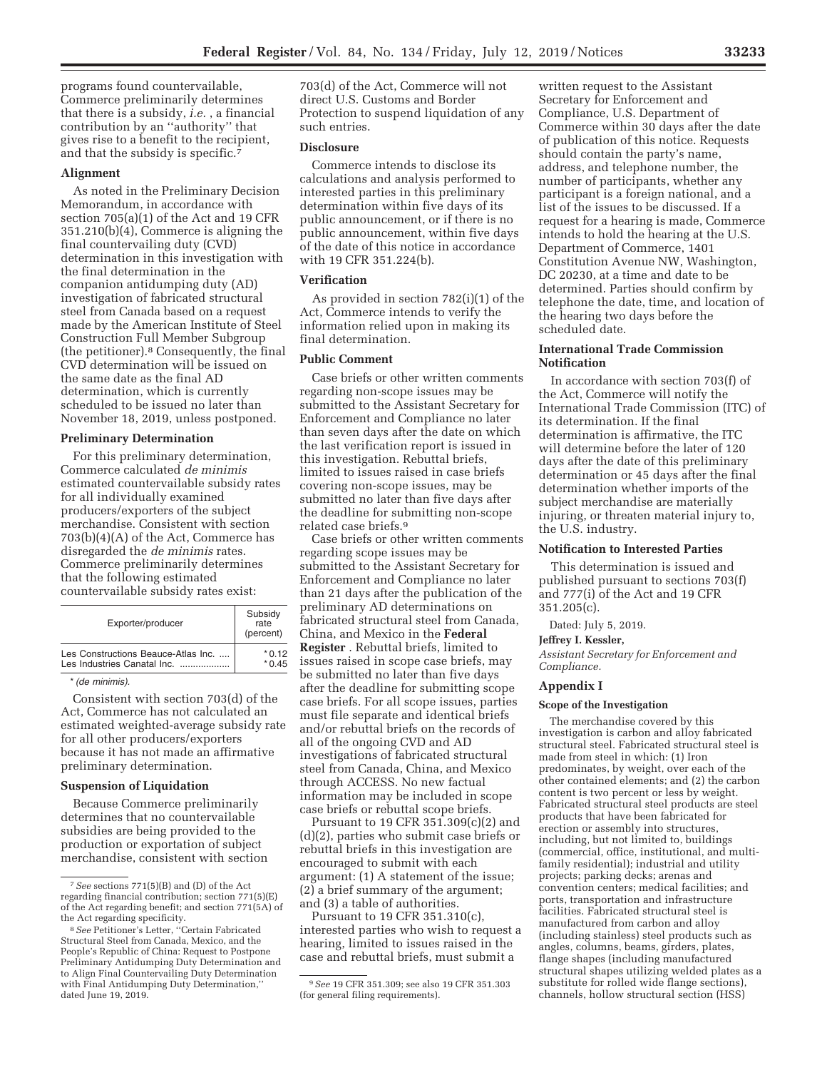programs found countervailable, Commerce preliminarily determines that there is a subsidy, *i.e.*, a financial contribution by an ''authority'' that gives rise to a benefit to the recipient, and that the subsidy is specific.[7]

## Alignment

As noted in the Preliminary Decision Memorandum, in accordance with section 705(a)(1) of the Act and 19 CFR 351.210(b)(4), Commerce is aligning the final countervailing duty (CVD) determination in this investigation with the final determination in the companion antidumping duty (AD) investigation of fabricated structural steel from Canada based on a request made by the American Institute of Steel Construction Full Member Subgroup (the petitioner).[8] Consequently, the final CVD determination will be issued on the same date as the final AD determination, which is currently scheduled to be issued no later than November 18, 2019, unless postponed.

## Preliminary Determination

For this preliminary determination, Commerce calculated *de minimis* estimated countervailable subsidy rates for all individually examined producers/exporters of the subject merchandise. Consistent with section 703(b)(4)(A) of the Act, Commerce has disregarded the *de minimis* rates. Commerce preliminarily determines that the following estimated countervailable subsidy rates exist:

| Exporter/producer | Subsidy rate (percent) |
|---|---|
| Les Constructions Beauce-Atlas Inc. .... | * 0.12 |
| Les Industries Canatal Inc. .................. | * 0.45 |

* *(de minimis).*

Consistent with section 703(d) of the Act, Commerce has not calculated an estimated weighted-average subsidy rate for all other producers/exporters because it has not made an affirmative preliminary determination.

## Suspension of Liquidation

Because Commerce preliminarily determines that no countervailable subsidies are being provided to the production or exportation of subject merchandise, consistent with section 703(d) of the Act, Commerce will not direct U.S. Customs and Border Protection to suspend liquidation of any such entries.

## Disclosure

Commerce intends to disclose its calculations and analysis performed to interested parties in this preliminary determination within five days of its public announcement, or if there is no public announcement, within five days of the date of this notice in accordance with 19 CFR 351.224(b).

## Verification

As provided in section 782(i)(1) of the Act, Commerce intends to verify the information relied upon in making its final determination.

## Public Comment

Case briefs or other written comments regarding non-scope issues may be submitted to the Assistant Secretary for Enforcement and Compliance no later than seven days after the date on which the last verification report is issued in this investigation. Rebuttal briefs, limited to issues raised in case briefs covering non-scope issues, may be submitted no later than five days after the deadline for submitting non-scope related case briefs.[9]

Case briefs or other written comments regarding scope issues may be submitted to the Assistant Secretary for Enforcement and Compliance no later than 21 days after the publication of the preliminary AD determinations on fabricated structural steel from Canada, China, and Mexico in the **Federal Register**. Rebuttal briefs, limited to issues raised in scope case briefs, may be submitted no later than five days after the deadline for submitting scope case briefs. For all scope issues, parties must file separate and identical briefs and/or rebuttal briefs on the records of all of the ongoing CVD and AD investigations of fabricated structural steel from Canada, China, and Mexico through ACCESS. No new factual information may be included in scope case briefs or rebuttal scope briefs.

Pursuant to 19 CFR 351.309(c)(2) and (d)(2), parties who submit case briefs or rebuttal briefs in this investigation are encouraged to submit with each argument: (1) A statement of the issue; (2) a brief summary of the argument; and (3) a table of authorities.

Pursuant to 19 CFR 351.310(c), interested parties who wish to request a hearing, limited to issues raised in the case and rebuttal briefs, must submit a written request to the Assistant Secretary for Enforcement and Compliance, U.S. Department of Commerce within 30 days after the date of publication of this notice. Requests should contain the party's name, address, and telephone number, the number of participants, whether any participant is a foreign national, and a list of the issues to be discussed. If a request for a hearing is made, Commerce intends to hold the hearing at the U.S. Department of Commerce, 1401 Constitution Avenue NW, Washington, DC 20230, at a time and date to be determined. Parties should confirm by telephone the date, time, and location of the hearing two days before the scheduled date.

## International Trade Commission Notification

In accordance with section 703(f) of the Act, Commerce will notify the International Trade Commission (ITC) of its determination. If the final determination is affirmative, the ITC will determine before the later of 120 days after the date of this preliminary determination or 45 days after the final determination whether imports of the subject merchandise are materially injuring, or threaten material injury to, the U.S. industry.

## Notification to Interested Parties

This determination is issued and published pursuant to sections 703(f) and 777(i) of the Act and 19 CFR 351.205(c).

Dated: July 5, 2019.

**Jeffrey I. Kessler,**

*Assistant Secretary for Enforcement and Compliance.*

## Appendix I

### Scope of the Investigation

The merchandise covered by this investigation is carbon and alloy fabricated structural steel. Fabricated structural steel is made from steel in which: (1) Iron predominates, by weight, over each of the other contained elements; and (2) the carbon content is two percent or less by weight. Fabricated structural steel products are steel products that have been fabricated for erection or assembly into structures, including, but not limited to, buildings (commercial, office, institutional, and multi-family residential); industrial and utility projects; parking decks; arenas and convention centers; medical facilities; and ports, transportation and infrastructure facilities. Fabricated structural steel is manufactured from carbon and alloy (including stainless) steel products such as angles, columns, beams, girders, plates, flange shapes (including manufactured structural shapes utilizing welded plates as a substitute for rolled wide flange sections), channels, hollow structural section (HSS)

---

[7] *See* sections 771(5)(B) and (D) of the Act regarding financial contribution; section 771(5)(E) of the Act regarding benefit; and section 771(5A) of the Act regarding specificity.

[8] *See* Petitioner's Letter, ''Certain Fabricated Structural Steel from Canada, Mexico, and the People's Republic of China: Request to Postpone Preliminary Antidumping Duty Determination and to Align Final Countervailing Duty Determination with Final Antidumping Duty Determination,'' dated June 19, 2019.

[9] *See* 19 CFR 351.309; see also 19 CFR 351.303 (for general filing requirements).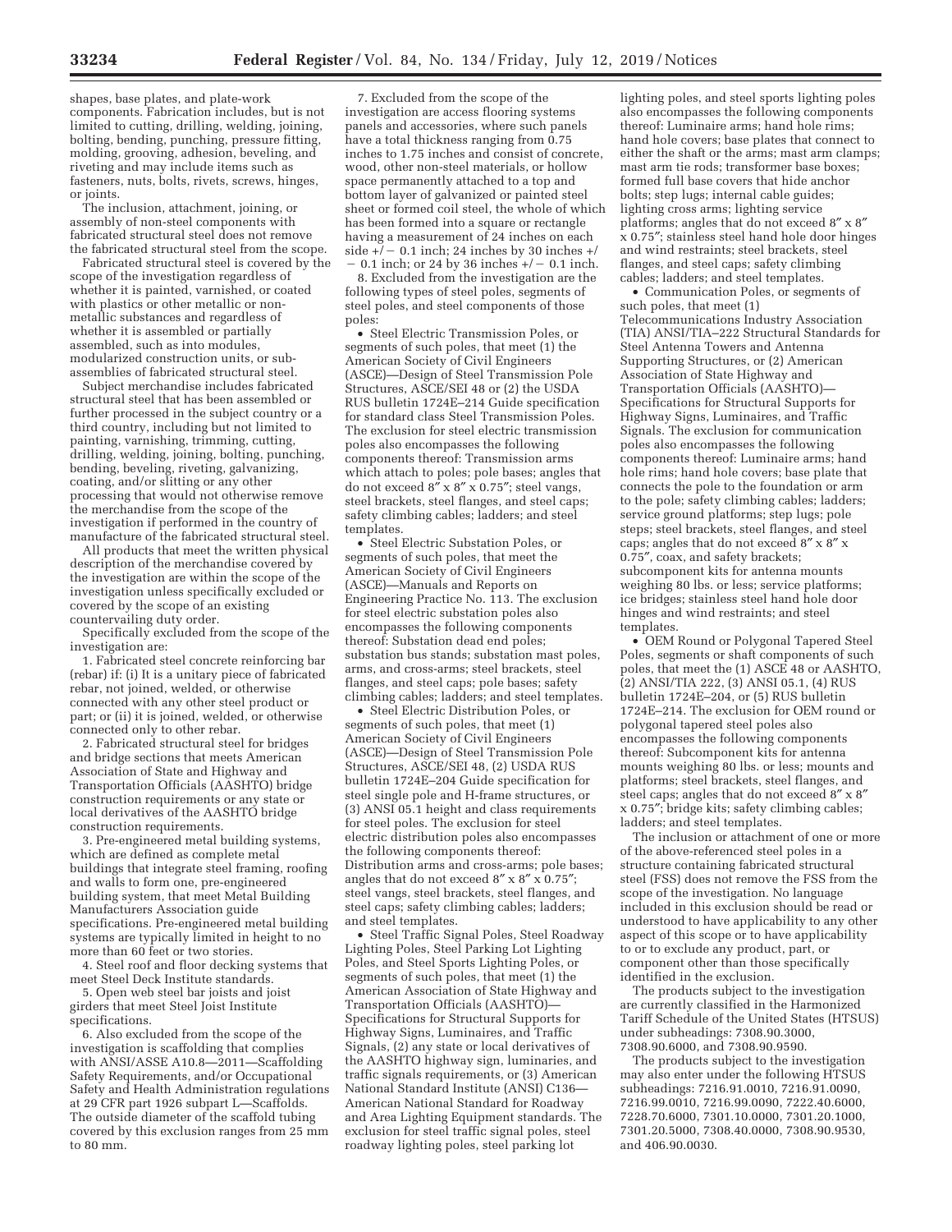shapes, base plates, and plate-work components. Fabrication includes, but is not limited to cutting, drilling, welding, joining, bolting, bending, punching, pressure fitting, molding, grooving, adhesion, beveling, and riveting and may include items such as fasteners, nuts, bolts, rivets, screws, hinges, or joints.

The inclusion, attachment, joining, or assembly of non-steel components with fabricated structural steel does not remove the fabricated structural steel from the scope.

Fabricated structural steel is covered by the scope of the investigation regardless of whether it is painted, varnished, or coated with plastics or other metallic or non-metallic substances and regardless of whether it is assembled or partially assembled, such as into modules, modularized construction units, or sub-assemblies of fabricated structural steel.

Subject merchandise includes fabricated structural steel that has been assembled or further processed in the subject country or a third country, including but not limited to painting, varnishing, trimming, cutting, drilling, welding, joining, bolting, punching, bending, beveling, riveting, galvanizing, coating, and/or slitting or any other processing that would not otherwise remove the merchandise from the scope of the investigation if performed in the country of manufacture of the fabricated structural steel.

All products that meet the written physical description of the merchandise covered by the investigation are within the scope of the investigation unless specifically excluded or covered by the scope of an existing countervailing duty order.

Specifically excluded from the scope of the investigation are:

1. Fabricated steel concrete reinforcing bar (rebar) if: (i) It is a unitary piece of fabricated rebar, not joined, welded, or otherwise connected with any other steel product or part; or (ii) it is joined, welded, or otherwise connected only to other rebar.

2. Fabricated structural steel for bridges and bridge sections that meets American Association of State and Highway and Transportation Officials (AASHTO) bridge construction requirements or any state or local derivatives of the AASHTO bridge construction requirements.

3. Pre-engineered metal building systems, which are defined as complete metal buildings that integrate steel framing, roofing and walls to form one, pre-engineered building system, that meet Metal Building Manufacturers Association guide specifications. Pre-engineered metal building systems are typically limited in height to no more than 60 feet or two stories.

4. Steel roof and floor decking systems that meet Steel Deck Institute standards.

5. Open web steel bar joists and joist girders that meet Steel Joist Institute specifications.

6. Also excluded from the scope of the investigation is scaffolding that complies with ANSI/ASSE A10.8—2011—Scaffolding Safety Requirements, and/or Occupational Safety and Health Administration regulations at 29 CFR part 1926 subpart L—Scaffolds. The outside diameter of the scaffold tubing covered by this exclusion ranges from 25 mm to 80 mm.

7. Excluded from the scope of the investigation are access flooring systems panels and accessories, where such panels have a total thickness ranging from 0.75 inches to 1.75 inches and consist of concrete, wood, other non-steel materials, or hollow space permanently attached to a top and bottom layer of galvanized or painted steel sheet or formed coil steel, the whole of which has been formed into a square or rectangle having a measurement of 24 inches on each side +/− 0.1 inch; 24 inches by 30 inches +/− 0.1 inch; or 24 by 36 inches +/− 0.1 inch.

8. Excluded from the investigation are the following types of steel poles, segments of steel poles, and steel components of those poles:

- Steel Electric Transmission Poles, or segments of such poles, that meet (1) the American Society of Civil Engineers (ASCE)—Design of Steel Transmission Pole Structures, ASCE/SEI 48 or (2) the USDA RUS bulletin 1724E–214 Guide specification for standard class Steel Transmission Poles. The exclusion for steel electric transmission poles also encompasses the following components thereof: Transmission arms which attach to poles; pole bases; angles that do not exceed 8″ x 8″ x 0.75″; steel vangs, steel brackets, steel flanges, and steel caps; safety climbing cables; ladders; and steel templates.
- Steel Electric Substation Poles, or segments of such poles, that meet the American Society of Civil Engineers (ASCE)—Manuals and Reports on Engineering Practice No. 113. The exclusion for steel electric substation poles also encompasses the following components thereof: Substation dead end poles; substation bus stands; substation mast poles, arms, and cross-arms; steel brackets, steel flanges, and steel caps; pole bases; safety climbing cables; ladders; and steel templates.
- Steel Electric Distribution Poles, or segments of such poles, that meet (1) American Society of Civil Engineers (ASCE)—Design of Steel Transmission Pole Structures, ASCE/SEI 48, (2) USDA RUS bulletin 1724E–204 Guide specification for steel single pole and H-frame structures, or (3) ANSI 05.1 height and class requirements for steel poles. The exclusion for steel electric distribution poles also encompasses the following components thereof: Distribution arms and cross-arms; pole bases; angles that do not exceed 8″ x 8″ x 0.75″; steel vangs, steel brackets, steel flanges, and steel caps; safety climbing cables; ladders; and steel templates.
- Steel Traffic Signal Poles, Steel Roadway Lighting Poles, Steel Parking Lot Lighting Poles, and Steel Sports Lighting Poles, or segments of such poles, that meet (1) the American Association of State Highway and Transportation Officials (AASHTO)—Specifications for Structural Supports for Highway Signs, Luminaires, and Traffic Signals, (2) any state or local derivatives of the AASHTO highway sign, luminaries, and traffic signals requirements, or (3) American National Standard Institute (ANSI) C136—American National Standard for Roadway and Area Lighting Equipment standards. The exclusion for steel traffic signal poles, steel roadway lighting poles, steel parking lot lighting poles, and steel sports lighting poles also encompasses the following components thereof: Luminaire arms; hand hole rims; hand hole covers; base plates that connect to either the shaft or the arms; mast arm clamps; mast arm tie rods; transformer base boxes; formed full base covers that hide anchor bolts; step lugs; internal cable guides; lighting cross arms; lighting service platforms; angles that do not exceed 8″ x 8″ x 0.75″; stainless steel hand hole door hinges and wind restraints; steel brackets, steel flanges, and steel caps; safety climbing cables; ladders; and steel templates.
- Communication Poles, or segments of such poles, that meet (1) Telecommunications Industry Association (TIA) ANSI/TIA–222 Structural Standards for Steel Antenna Towers and Antenna Supporting Structures, or (2) American Association of State Highway and Transportation Officials (AASHTO)—Specifications for Structural Supports for Highway Signs, Luminaires, and Traffic Signals. The exclusion for communication poles also encompasses the following components thereof: Luminaire arms; hand hole rims; hand hole covers; base plate that connects the pole to the foundation or arm to the pole; safety climbing cables; ladders; service ground platforms; step lugs; pole steps; steel brackets, steel flanges, and steel caps; angles that do not exceed 8″ x 8″ x 0.75″, coax, and safety brackets; subcomponent kits for antenna mounts weighing 80 lbs. or less; service platforms; ice bridges; stainless steel hand hole door hinges and wind restraints; and steel templates.
- OEM Round or Polygonal Tapered Steel Poles, segments or shaft components of such poles, that meet the (1) ASCE 48 or AASHTO, (2) ANSI/TIA 222, (3) ANSI 05.1, (4) RUS bulletin 1724E–204, or (5) RUS bulletin 1724E–214. The exclusion for OEM round or polygonal tapered steel poles also encompasses the following components thereof: Subcomponent kits for antenna mounts weighing 80 lbs. or less; mounts and platforms; steel brackets, steel flanges, and steel caps; angles that do not exceed 8″ x 8″ x 0.75″; bridge kits; safety climbing cables; ladders; and steel templates.

The inclusion or attachment of one or more of the above-referenced steel poles in a structure containing fabricated structural steel (FSS) does not remove the FSS from the scope of the investigation. No language included in this exclusion should be read or understood to have applicability to any other aspect of this scope or to have applicability to or to exclude any product, part, or component other than those specifically identified in the exclusion.

The products subject to the investigation are currently classified in the Harmonized Tariff Schedule of the United States (HTSUS) under subheadings: 7308.90.3000, 7308.90.6000, and 7308.90.9590.

The products subject to the investigation may also enter under the following HTSUS subheadings: 7216.91.0010, 7216.91.0090, 7216.99.0010, 7216.99.0090, 7222.40.6000, 7228.70.6000, 7301.10.0000, 7301.20.1000, 7301.20.5000, 7308.40.0000, 7308.90.9530, and 406.90.0030.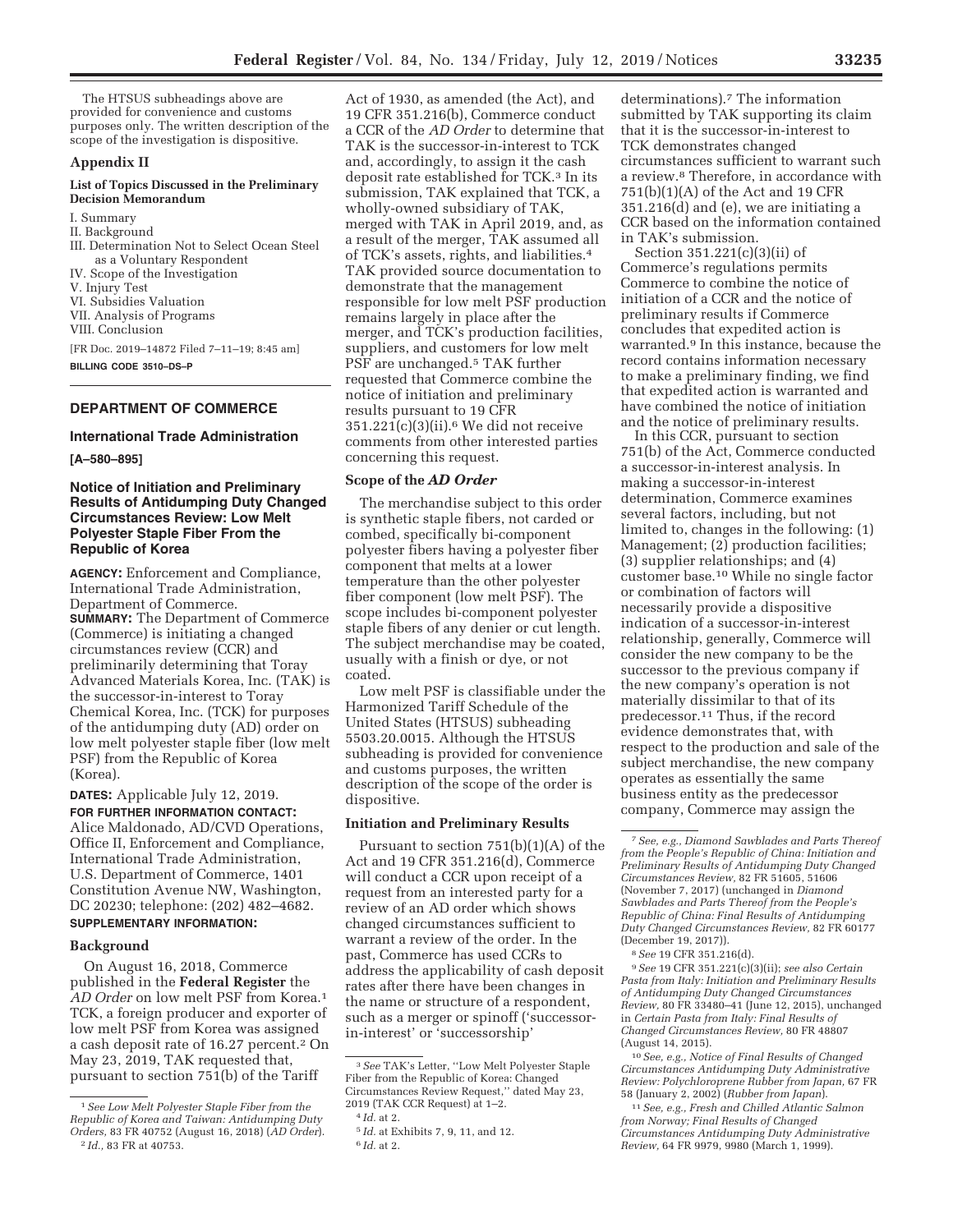The HTSUS subheadings above are provided for convenience and customs purposes only. The written description of the scope of the investigation is dispositive.

### Appendix II

**List of Topics Discussed in the Preliminary Decision Memorandum**

I. Summary
II. Background
III. Determination Not to Select Ocean Steel as a Voluntary Respondent
IV. Scope of the Investigation
V. Injury Test
VI. Subsidies Valuation
VII. Analysis of Programs
VIII. Conclusion

[FR Doc. 2019–14872 Filed 7–11–19; 8:45 am]

**BILLING CODE 3510–DS–P**

## DEPARTMENT OF COMMERCE

### International Trade Administration

**[A–580–895]**

### Notice of Initiation and Preliminary Results of Antidumping Duty Changed Circumstances Review: Low Melt Polyester Staple Fiber From the Republic of Korea

**AGENCY:** Enforcement and Compliance, International Trade Administration, Department of Commerce.

**SUMMARY:** The Department of Commerce (Commerce) is initiating a changed circumstances review (CCR) and preliminarily determining that Toray Advanced Materials Korea, Inc. (TAK) is the successor-in-interest to Toray Chemical Korea, Inc. (TCK) for purposes of the antidumping duty (AD) order on low melt polyester staple fiber (low melt PSF) from the Republic of Korea (Korea).

**DATES:** Applicable July 12, 2019.

**FOR FURTHER INFORMATION CONTACT:** Alice Maldonado, AD/CVD Operations, Office II, Enforcement and Compliance, International Trade Administration, U.S. Department of Commerce, 1401 Constitution Avenue NW, Washington, DC 20230; telephone: (202) 482–4682.

**SUPPLEMENTARY INFORMATION:**

#### Background

On August 16, 2018, Commerce published in the **Federal Register** the *AD Order* on low melt PSF from Korea.[1] TCK, a foreign producer and exporter of low melt PSF from Korea was assigned a cash deposit rate of 16.27 percent.[2] On May 23, 2019, TAK requested that, pursuant to section 751(b) of the Tariff Act of 1930, as amended (the Act), and 19 CFR 351.216(b), Commerce conduct a CCR of the *AD Order* to determine that TAK is the successor-in-interest to TCK and, accordingly, to assign it the cash deposit rate established for TCK.[3] In its submission, TAK explained that TCK, a wholly-owned subsidiary of TAK, merged with TAK in April 2019, and, as a result of the merger, TAK assumed all of TCK's assets, rights, and liabilities.[4] TAK provided source documentation to demonstrate that the management responsible for low melt PSF production remains largely in place after the merger, and TCK's production facilities, suppliers, and customers for low melt PSF are unchanged.[5] TAK further requested that Commerce combine the notice of initiation and preliminary results pursuant to 19 CFR 351.221(c)(3)(ii).[6] We did not receive comments from other interested parties concerning this request.

#### Scope of the *AD Order*

The merchandise subject to this order is synthetic staple fibers, not carded or combed, specifically bi-component polyester fibers having a polyester fiber component that melts at a lower temperature than the other polyester fiber component (low melt PSF). The scope includes bi-component polyester staple fibers of any denier or cut length. The subject merchandise may be coated, usually with a finish or dye, or not coated.

Low melt PSF is classifiable under the Harmonized Tariff Schedule of the United States (HTSUS) subheading 5503.20.0015. Although the HTSUS subheading is provided for convenience and customs purposes, the written description of the scope of the order is dispositive.

#### Initiation and Preliminary Results

Pursuant to section 751(b)(1)(A) of the Act and 19 CFR 351.216(d), Commerce will conduct a CCR upon receipt of a request from an interested party for a review of an AD order which shows changed circumstances sufficient to warrant a review of the order. In the past, Commerce has used CCRs to address the applicability of cash deposit rates after there have been changes in the name or structure of a respondent, such as a merger or spinoff ('successor-in-interest' or 'successorship' determinations).[7] The information submitted by TAK supporting its claim that it is the successor-in-interest to TCK demonstrates changed circumstances sufficient to warrant such a review.[8] Therefore, in accordance with 751(b)(1)(A) of the Act and 19 CFR 351.216(d) and (e), we are initiating a CCR based on the information contained in TAK's submission.

Section 351.221(c)(3)(ii) of Commerce's regulations permits Commerce to combine the notice of initiation of a CCR and the notice of preliminary results if Commerce concludes that expedited action is warranted.[9] In this instance, because the record contains information necessary to make a preliminary finding, we find that expedited action is warranted and have combined the notice of initiation and the notice of preliminary results.

In this CCR, pursuant to section 751(b) of the Act, Commerce conducted a successor-in-interest analysis. In making a successor-in-interest determination, Commerce examines several factors, including, but not limited to, changes in the following: (1) Management; (2) production facilities; (3) supplier relationships; and (4) customer base.[10] While no single factor or combination of factors will necessarily provide a dispositive indication of a successor-in-interest relationship, generally, Commerce will consider the new company to be the successor to the previous company if the new company's operation is not materially dissimilar to that of its predecessor.[11] Thus, if the record evidence demonstrates that, with respect to the production and sale of the subject merchandise, the new company operates as essentially the same business entity as the predecessor company, Commerce may assign the

---

[1] *See Low Melt Polyester Staple Fiber from the Republic of Korea and Taiwan: Antidumping Duty Orders,* 83 FR 40752 (August 16, 2018) (*AD Order*).

[2] *Id.,* 83 FR at 40753.

[3] *See* TAK's Letter, "Low Melt Polyester Staple Fiber from the Republic of Korea: Changed Circumstances Review Request," dated May 23, 2019 (TAK CCR Request) at 1–2.

[4] *Id.* at 2.

[5] *Id.* at Exhibits 7, 9, 11, and 12.

[6] *Id.* at 2.

[7] *See, e.g., Diamond Sawblades and Parts Thereof from the People's Republic of China: Initiation and Preliminary Results of Antidumping Duty Changed Circumstances Review,* 82 FR 51605, 51606 (November 7, 2017) (unchanged in *Diamond Sawblades and Parts Thereof from the People's Republic of China: Final Results of Antidumping Duty Changed Circumstances Review,* 82 FR 60177 (December 19, 2017)).

[8] *See* 19 CFR 351.216(d).

[9] *See* 19 CFR 351.221(c)(3)(ii); *see also Certain Pasta from Italy: Initiation and Preliminary Results of Antidumping Duty Changed Circumstances Review,* 80 FR 33480–41 (June 12, 2015), unchanged in *Certain Pasta from Italy: Final Results of Changed Circumstances Review,* 80 FR 48807 (August 14, 2015).

[10] *See, e.g., Notice of Final Results of Changed Circumstances Antidumping Duty Administrative Review: Polychloroprene Rubber from Japan,* 67 FR 58 (January 2, 2002) (*Rubber from Japan*).

[11] *See, e.g., Fresh and Chilled Atlantic Salmon from Norway; Final Results of Changed Circumstances Antidumping Duty Administrative Review,* 64 FR 9979, 9980 (March 1, 1999).